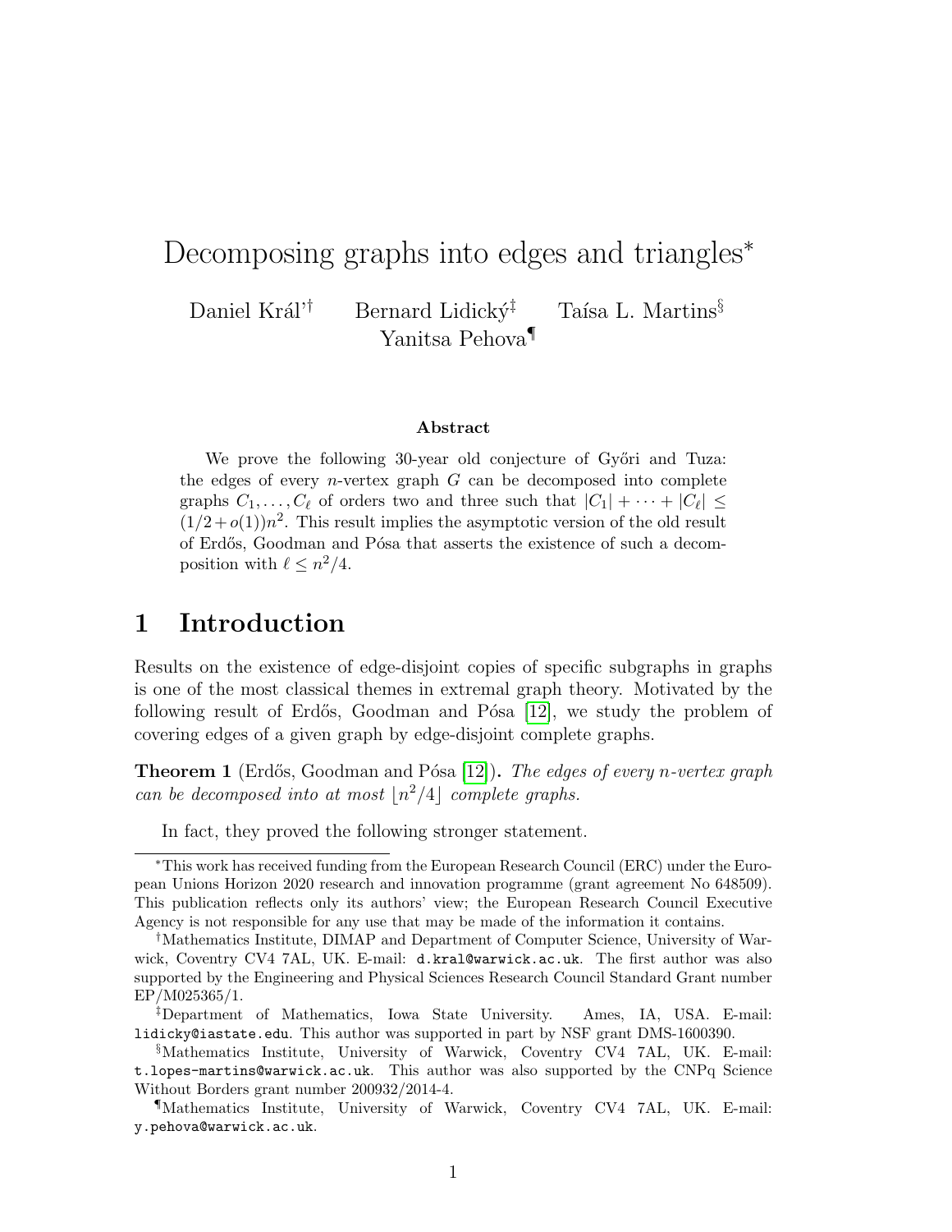# Decomposing graphs into edges and triangles*

Daniel Král'[†] Bernard Lidický[‡] Taísa L. Martins[§] Yanitsa Pehova[¶]

**Abstract**

We prove the following 30-year old conjecture of Győri and Tuza: the edges of every $n$-vertex graph $G$ can be decomposed into complete graphs $C_1, \ldots, C_\ell$ of orders two and three such that $|C_1| + \cdots + |C_\ell| \leq (1/2 + o(1))n^2$. This result implies the asymptotic version of the old result of Erdős, Goodman and Pósa that asserts the existence of such a decomposition with $\ell \leq n^2/4$.

## 1 Introduction

Results on the existence of edge-disjoint copies of specific subgraphs in graphs is one of the most classical themes in extremal graph theory. Motivated by the following result of Erdős, Goodman and Pósa [12], we study the problem of covering edges of a given graph by edge-disjoint complete graphs.

**Theorem 1** (Erdős, Goodman and Pósa [12])**.** *The edges of every $n$-vertex graph can be decomposed into at most $\lfloor n^2/4 \rfloor$ complete graphs.*

In fact, they proved the following stronger statement.

---

*This work has received funding from the European Research Council (ERC) under the European Unions Horizon 2020 research and innovation programme (grant agreement No 648509). This publication reflects only its authors' view; the European Research Council Executive Agency is not responsible for any use that may be made of the information it contains.

†Mathematics Institute, DIMAP and Department of Computer Science, University of Warwick, Coventry CV4 7AL, UK. E-mail: d.kral@warwick.ac.uk. The first author was also supported by the Engineering and Physical Sciences Research Council Standard Grant number EP/M025365/1.

‡Department of Mathematics, Iowa State University. Ames, IA, USA. E-mail: lidicky@iastate.edu. This author was supported in part by NSF grant DMS-1600390.

§Mathematics Institute, University of Warwick, Coventry CV4 7AL, UK. E-mail: t.lopes-martins@warwick.ac.uk. This author was also supported by the CNPq Science Without Borders grant number 200932/2014-4.

¶Mathematics Institute, University of Warwick, Coventry CV4 7AL, UK. E-mail: y.pehova@warwick.ac.uk.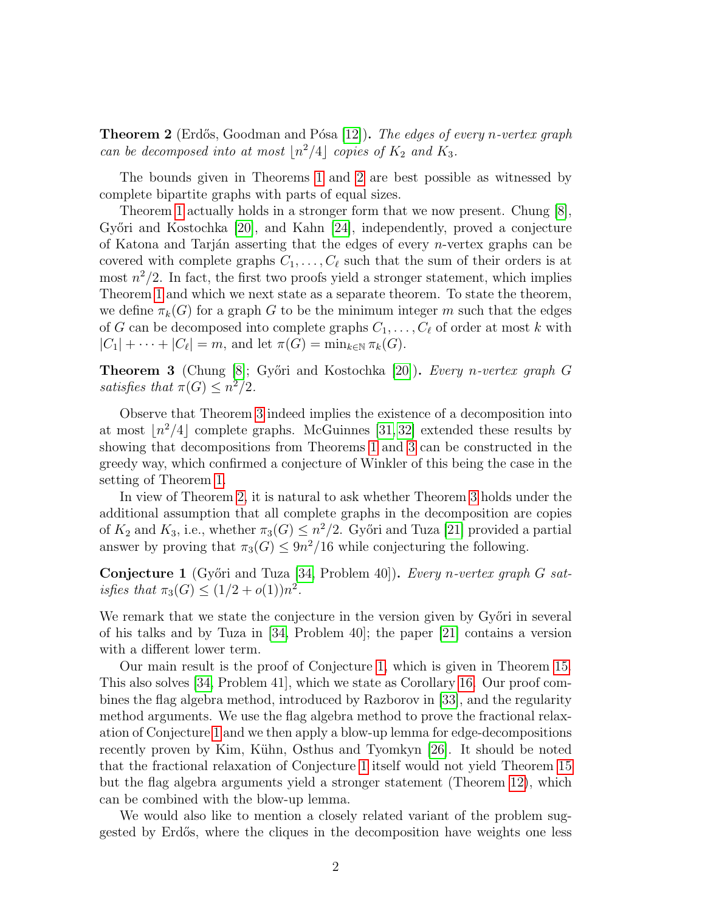**Theorem 2** (Erdős, Goodman and Pósa [12]). *The edges of every $n$-vertex graph can be decomposed into at most $\lfloor n^2/4 \rfloor$ copies of $K_2$ and $K_3$.*

The bounds given in Theorems 1 and 2 are best possible as witnessed by complete bipartite graphs with parts of equal sizes.

Theorem 1 actually holds in a stronger form that we now present. Chung [8], Győri and Kostochka [20], and Kahn [24], independently, proved a conjecture of Katona and Tarján asserting that the edges of every $n$-vertex graphs can be covered with complete graphs $C_1, \ldots, C_\ell$ such that the sum of their orders is at most $n^2/2$. In fact, the first two proofs yield a stronger statement, which implies Theorem 1 and which we next state as a separate theorem. To state the theorem, we define $\pi_k(G)$ for a graph $G$ to be the minimum integer $m$ such that the edges of $G$ can be decomposed into complete graphs $C_1, \ldots, C_\ell$ of order at most $k$ with $|C_1| + \cdots + |C_\ell| = m$, and let $\pi(G) = \min_{k \in \mathbb{N}} \pi_k(G)$.

**Theorem 3** (Chung [8]; Győri and Kostochka [20]). *Every $n$-vertex graph $G$ satisfies that $\pi(G) \leq n^2/2$.*

Observe that Theorem 3 indeed implies the existence of a decomposition into at most $\lfloor n^2/4 \rfloor$ complete graphs. McGuinnes [31, 32] extended these results by showing that decompositions from Theorems 1 and 3 can be constructed in the greedy way, which confirmed a conjecture of Winkler of this being the case in the setting of Theorem 1.

In view of Theorem 2, it is natural to ask whether Theorem 3 holds under the additional assumption that all complete graphs in the decomposition are copies of $K_2$ and $K_3$, i.e., whether $\pi_3(G) \leq n^2/2$. Győri and Tuza [21] provided a partial answer by proving that $\pi_3(G) \leq 9n^2/16$ while conjecturing the following.

**Conjecture 1** (Győri and Tuza [34, Problem 40]). *Every $n$-vertex graph $G$ satisfies that $\pi_3(G) \leq (1/2 + o(1))n^2$.*

We remark that we state the conjecture in the version given by Győri in several of his talks and by Tuza in [34, Problem 40]; the paper [21] contains a version with a different lower term.

Our main result is the proof of Conjecture 1, which is given in Theorem 15. This also solves [34, Problem 41], which we state as Corollary 16. Our proof combines the flag algebra method, introduced by Razborov in [33], and the regularity method arguments. We use the flag algebra method to prove the fractional relaxation of Conjecture 1 and we then apply a blow-up lemma for edge-decompositions recently proven by Kim, Kühn, Osthus and Tyomkyn [26]. It should be noted that the fractional relaxation of Conjecture 1 itself would not yield Theorem 15 but the flag algebra arguments yield a stronger statement (Theorem 12), which can be combined with the blow-up lemma.

We would also like to mention a closely related variant of the problem suggested by Erdős, where the cliques in the decomposition have weights one less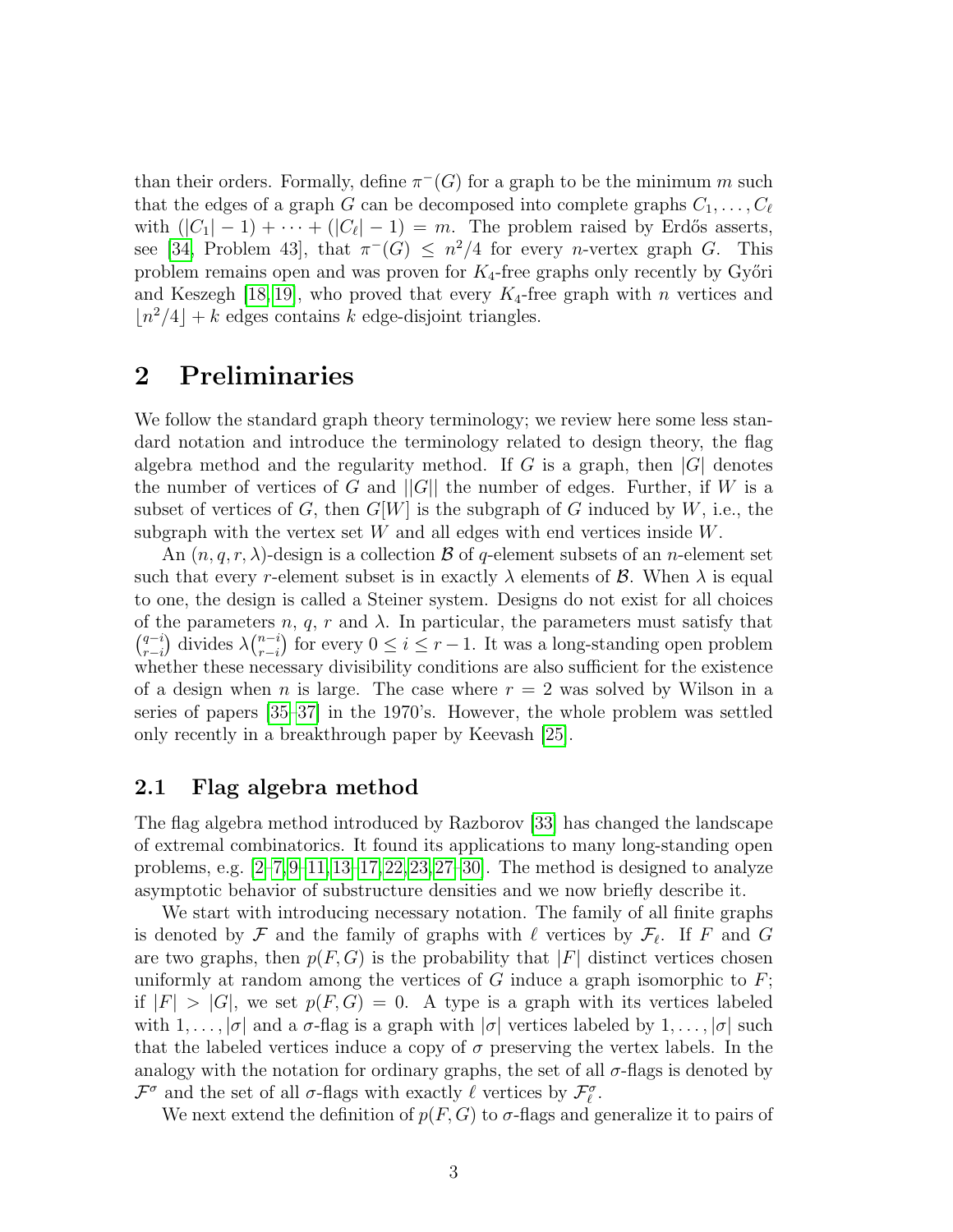than their orders. Formally, define $\pi^-(G)$ for a graph to be the minimum $m$ such that the edges of a graph $G$ can be decomposed into complete graphs $C_1, \dots, C_\ell$ with $(|C_1| - 1) + \cdots + (|C_\ell| - 1) = m$. The problem raised by Erdős asserts, see [34, Problem 43], that $\pi^-(G) \leq n^2/4$ for every $n$-vertex graph $G$. This problem remains open and was proven for $K_4$-free graphs only recently by Győri and Keszegh [18, 19], who proved that every $K_4$-free graph with $n$ vertices and $\lfloor n^2/4 \rfloor + k$ edges contains $k$ edge-disjoint triangles.

## 2 Preliminaries

We follow the standard graph theory terminology; we review here some less standard notation and introduce the terminology related to design theory, the flag algebra method and the regularity method. If $G$ is a graph, then $|G|$ denotes the number of vertices of $G$ and $||G||$ the number of edges. Further, if $W$ is a subset of vertices of $G$, then $G[W]$ is the subgraph of $G$ induced by $W$, i.e., the subgraph with the vertex set $W$ and all edges with end vertices inside $W$.

An $(n, q, r, \lambda)$-design is a collection $\mathcal{B}$ of $q$-element subsets of an $n$-element set such that every $r$-element subset is in exactly $\lambda$ elements of $\mathcal{B}$. When $\lambda$ is equal to one, the design is called a Steiner system. Designs do not exist for all choices of the parameters $n$, $q$, $r$ and $\lambda$. In particular, the parameters must satisfy that $\binom{q-i}{r-i}$ divides $\lambda\binom{n-i}{r-i}$ for every $0 \leq i \leq r-1$. It was a long-standing open problem whether these necessary divisibility conditions are also sufficient for the existence of a design when $n$ is large. The case where $r = 2$ was solved by Wilson in a series of papers [35–37] in the 1970's. However, the whole problem was settled only recently in a breakthrough paper by Keevash [25].

### 2.1 Flag algebra method

The flag algebra method introduced by Razborov [33] has changed the landscape of extremal combinatorics. It found its applications to many long-standing open problems, e.g. [2–7, 9–11, 13–17, 22, 23, 27–30]. The method is designed to analyze asymptotic behavior of substructure densities and we now briefly describe it.

We start with introducing necessary notation. The family of all finite graphs is denoted by $\mathcal{F}$ and the family of graphs with $\ell$ vertices by $\mathcal{F}_\ell$. If $F$ and $G$ are two graphs, then $p(F, G)$ is the probability that $|F|$ distinct vertices chosen uniformly at random among the vertices of $G$ induce a graph isomorphic to $F$; if $|F| > |G|$, we set $p(F, G) = 0$. A type is a graph with its vertices labeled with $1, \dots, |\sigma|$ and a $\sigma$-flag is a graph with $|\sigma|$ vertices labeled by $1, \dots, |\sigma|$ such that the labeled vertices induce a copy of $\sigma$ preserving the vertex labels. In the analogy with the notation for ordinary graphs, the set of all $\sigma$-flags is denoted by $\mathcal{F}^\sigma$ and the set of all $\sigma$-flags with exactly $\ell$ vertices by $\mathcal{F}^\sigma_\ell$.

We next extend the definition of $p(F, G)$ to $\sigma$-flags and generalize it to pairs of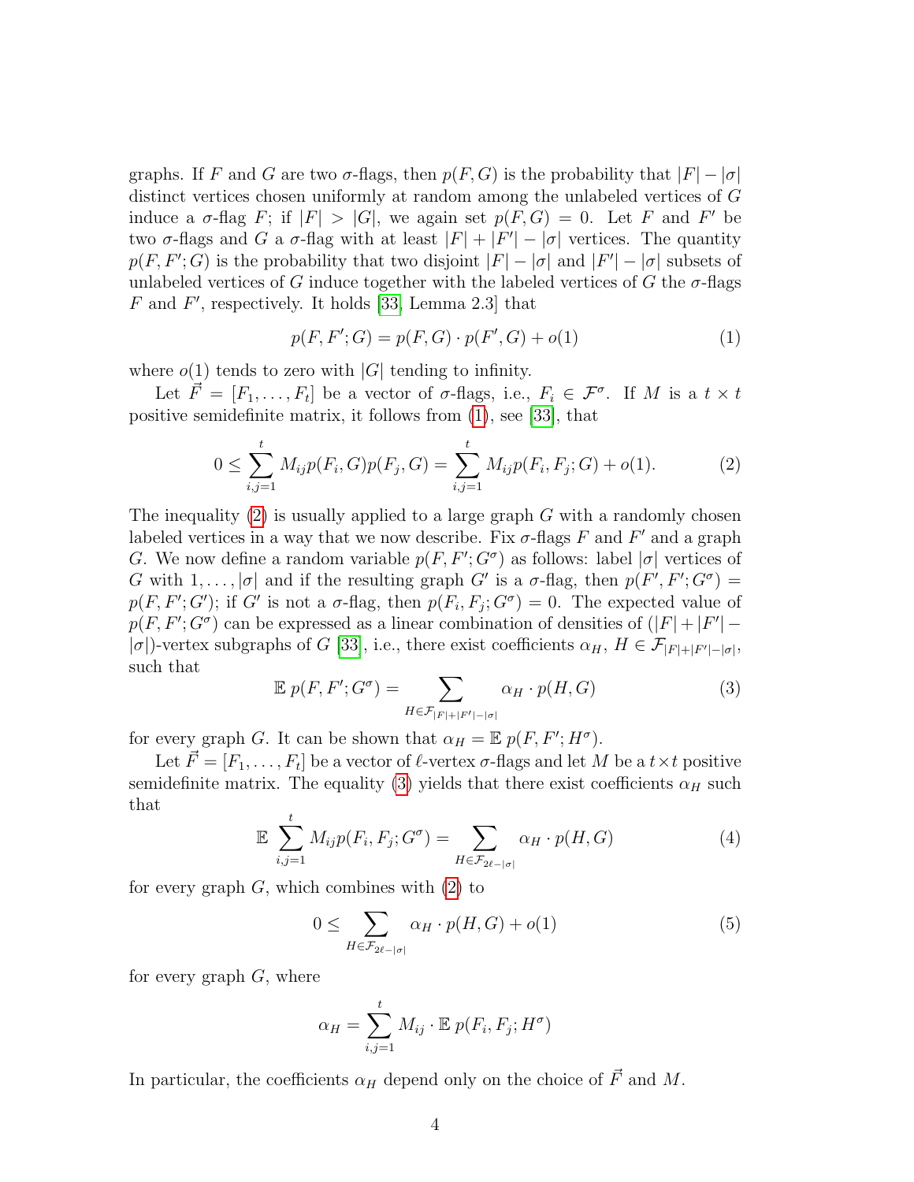graphs. If $F$ and $G$ are two $\sigma$-flags, then $p(F,G)$ is the probability that $|F|-|\sigma|$ distinct vertices chosen uniformly at random among the unlabeled vertices of $G$ induce a $\sigma$-flag $F$; if $|F|>|G|$, we again set $p(F,G)=0$. Let $F$ and $F'$ be two $\sigma$-flags and $G$ a $\sigma$-flag with at least $|F|+|F'|-|\sigma|$ vertices. The quantity $p(F,F';G)$ is the probability that two disjoint $|F|-|\sigma|$ and $|F'|-|\sigma|$ subsets of unlabeled vertices of $G$ induce together with the labeled vertices of $G$ the $\sigma$-flags $F$ and $F'$, respectively. It holds [33, Lemma 2.3] that

$$p(F,F';G) = p(F,G)\cdot p(F',G) + o(1) \tag{1}$$

where $o(1)$ tends to zero with $|G|$ tending to infinity.

Let $\vec{F}=[F_1,\ldots,F_t]$ be a vector of $\sigma$-flags, i.e., $F_i\in\mathcal{F}^\sigma$. If $M$ is a $t\times t$ positive semidefinite matrix, it follows from (1), see [33], that

$$0\leq \sum_{i,j=1}^{t} M_{ij}p(F_i,G)p(F_j,G) = \sum_{i,j=1}^{t} M_{ij}p(F_i,F_j;G)+o(1). \tag{2}$$

The inequality (2) is usually applied to a large graph $G$ with a randomly chosen labeled vertices in a way that we now describe. Fix $\sigma$-flags $F$ and $F'$ and a graph $G$. We now define a random variable $p(F,F';G^\sigma)$ as follows: label $|\sigma|$ vertices of $G$ with $1,\ldots,|\sigma|$ and if the resulting graph $G'$ is a $\sigma$-flag, then $p(F',F';G^\sigma)=p(F,F';G')$; if $G'$ is not a $\sigma$-flag, then $p(F_i,F_j;G^\sigma)=0$. The expected value of $p(F,F';G^\sigma)$ can be expressed as a linear combination of densities of $(|F|+|F'|-|\sigma|)$-vertex subgraphs of $G$ [33], i.e., there exist coefficients $\alpha_H$, $H\in\mathcal{F}_{|F|+|F'|-|\sigma|}$, such that

$$\mathbb{E}\; p(F,F';G^\sigma) = \sum_{H\in\mathcal{F}_{|F|+|F'|-|\sigma|}} \alpha_H\cdot p(H,G) \tag{3}$$

for every graph $G$. It can be shown that $\alpha_H=\mathbb{E}\;p(F,F';H^\sigma)$.

Let $\vec{F}=[F_1,\ldots,F_t]$ be a vector of $\ell$-vertex $\sigma$-flags and let $M$ be a $t\times t$ positive semidefinite matrix. The equality (3) yields that there exist coefficients $\alpha_H$ such that

$$\mathbb{E}\sum_{i,j=1}^{t} M_{ij}p(F_i,F_j;G^\sigma) = \sum_{H\in\mathcal{F}_{2\ell-|\sigma|}} \alpha_H\cdot p(H,G) \tag{4}$$

for every graph $G$, which combines with (2) to

$$0\leq \sum_{H\in\mathcal{F}_{2\ell-|\sigma|}} \alpha_H\cdot p(H,G)+o(1) \tag{5}$$

for every graph $G$, where

$$\alpha_H = \sum_{i,j=1}^{t} M_{ij}\cdot \mathbb{E}\;p(F_i,F_j;H^\sigma)$$

In particular, the coefficients $\alpha_H$ depend only on the choice of $\vec{F}$ and $M$.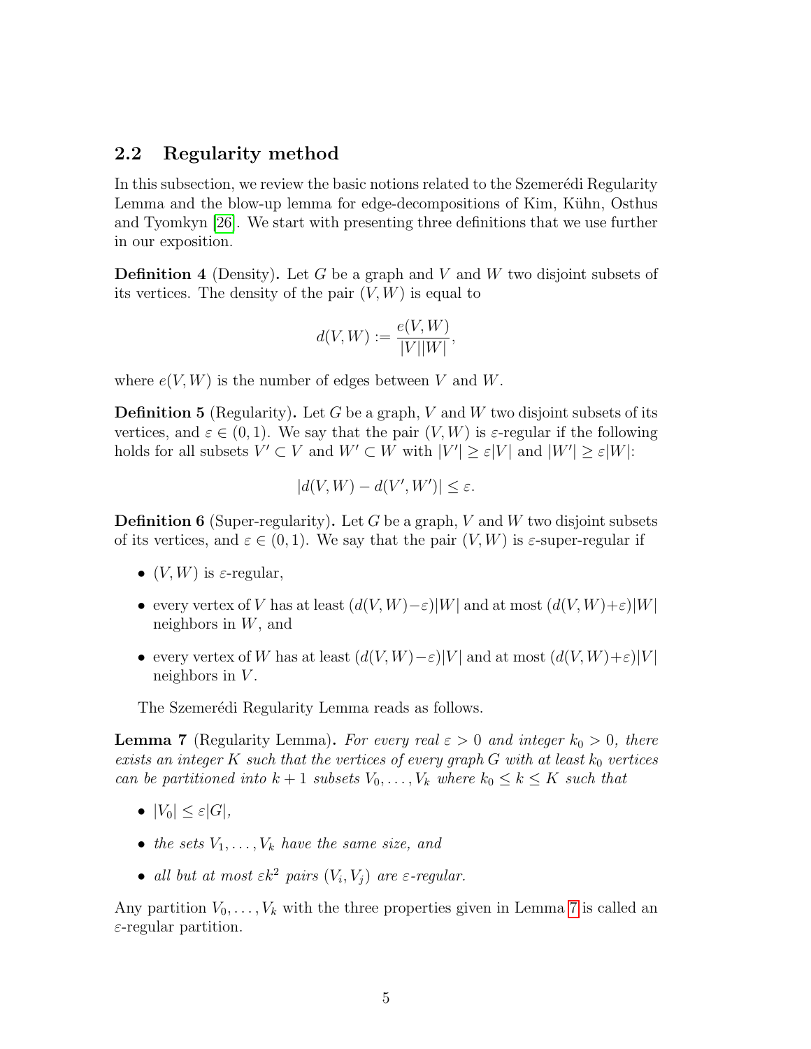## 2.2 Regularity method

In this subsection, we review the basic notions related to the Szemerédi Regularity Lemma and the blow-up lemma for edge-decompositions of Kim, Kühn, Osthus and Tyomkyn [26]. We start with presenting three definitions that we use further in our exposition.

**Definition 4** (Density)**.** Let $G$ be a graph and $V$ and $W$ two disjoint subsets of its vertices. The density of the pair $(V, W)$ is equal to

$$d(V, W) := \frac{e(V, W)}{|V||W|},$$

where $e(V, W)$ is the number of edges between $V$ and $W$.

**Definition 5** (Regularity)**.** Let $G$ be a graph, $V$ and $W$ two disjoint subsets of its vertices, and $\varepsilon \in (0, 1)$. We say that the pair $(V, W)$ is $\varepsilon$-regular if the following holds for all subsets $V' \subset V$ and $W' \subset W$ with $|V'| \geq \varepsilon|V|$ and $|W'| \geq \varepsilon|W|$:

$$|d(V, W) - d(V', W')| \leq \varepsilon.$$

**Definition 6** (Super-regularity)**.** Let $G$ be a graph, $V$ and $W$ two disjoint subsets of its vertices, and $\varepsilon \in (0, 1)$. We say that the pair $(V, W)$ is $\varepsilon$-super-regular if

- $(V, W)$ is $\varepsilon$-regular,
- every vertex of $V$ has at least $(d(V, W)-\varepsilon)|W|$ and at most $(d(V, W)+\varepsilon)|W|$ neighbors in $W$, and
- every vertex of $W$ has at least $(d(V, W)-\varepsilon)|V|$ and at most $(d(V, W)+\varepsilon)|V|$ neighbors in $V$.

The Szemerédi Regularity Lemma reads as follows.

**Lemma 7** (Regularity Lemma)**.** *For every real $\varepsilon > 0$ and integer $k_0 > 0$, there exists an integer $K$ such that the vertices of every graph $G$ with at least $k_0$ vertices can be partitioned into $k + 1$ subsets $V_0, \dots, V_k$ where $k_0 \leq k \leq K$ such that*

- *$|V_0| \leq \varepsilon|G|$,*
- *the sets $V_1, \dots, V_k$ have the same size, and*
- *all but at most $\varepsilon k^2$ pairs $(V_i, V_j)$ are $\varepsilon$-regular.*

Any partition $V_0, \dots, V_k$ with the three properties given in Lemma 7 is called an $\varepsilon$-regular partition.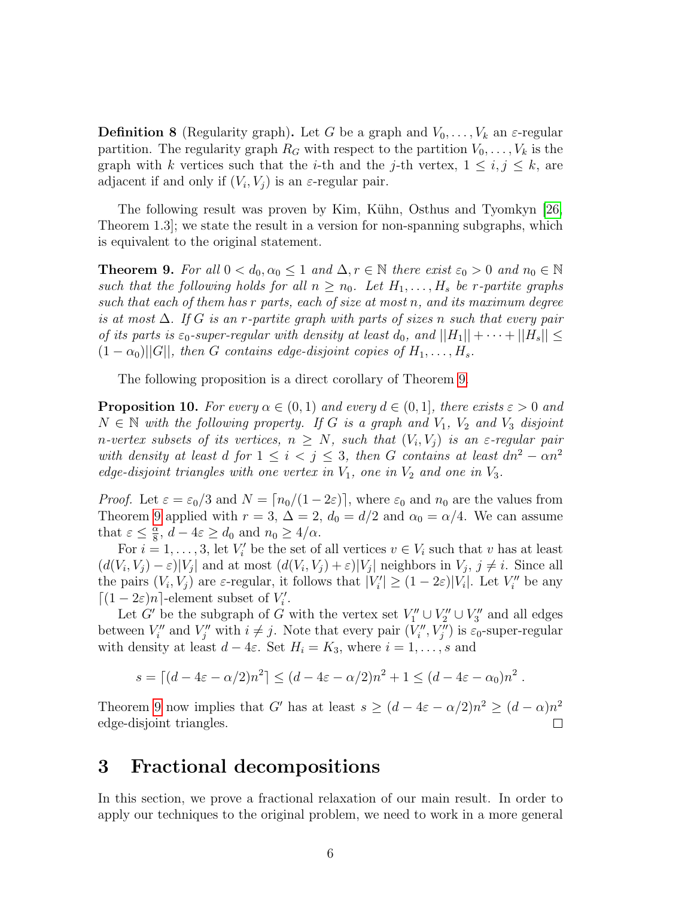**Definition 8** (Regularity graph)**.** Let $G$ be a graph and $V_0, \ldots, V_k$ an $\varepsilon$-regular partition. The regularity graph $R_G$ with respect to the partition $V_0, \ldots, V_k$ is the graph with $k$ vertices such that the $i$-th and the $j$-th vertex, $1 \leq i, j \leq k$, are adjacent if and only if $(V_i, V_j)$ is an $\varepsilon$-regular pair.

The following result was proven by Kim, Kühn, Osthus and Tyomkyn [26, Theorem 1.3]; we state the result in a version for non-spanning subgraphs, which is equivalent to the original statement.

**Theorem 9.** *For all $0 < d_0, \alpha_0 \leq 1$ and $\Delta, r \in \mathbb{N}$ there exist $\varepsilon_0 > 0$ and $n_0 \in \mathbb{N}$ such that the following holds for all $n \geq n_0$. Let $H_1, \ldots, H_s$ be $r$-partite graphs such that each of them has $r$ parts, each of size at most $n$, and its maximum degree is at most $\Delta$. If $G$ is an $r$-partite graph with parts of sizes $n$ such that every pair of its parts is $\varepsilon_0$-super-regular with density at least $d_0$, and $||H_1|| + \cdots + ||H_s|| \leq (1 - \alpha_0)||G||$, then $G$ contains edge-disjoint copies of $H_1, \ldots, H_s$.*

The following proposition is a direct corollary of Theorem 9.

**Proposition 10.** *For every $\alpha \in (0, 1)$ and every $d \in (0, 1]$, there exists $\varepsilon > 0$ and $N \in \mathbb{N}$ with the following property. If $G$ is a graph and $V_1$, $V_2$ and $V_3$ disjoint $n$-vertex subsets of its vertices, $n \geq N$, such that $(V_i, V_j)$ is an $\varepsilon$-regular pair with density at least $d$ for $1 \leq i < j \leq 3$, then $G$ contains at least $dn^2 - \alpha n^2$ edge-disjoint triangles with one vertex in $V_1$, one in $V_2$ and one in $V_3$.*

*Proof.* Let $\varepsilon = \varepsilon_0/3$ and $N = \lceil n_0/(1 - 2\varepsilon) \rceil$, where $\varepsilon_0$ and $n_0$ are the values from Theorem 9 applied with $r = 3$, $\Delta = 2$, $d_0 = d/2$ and $\alpha_0 = \alpha/4$. We can assume that $\varepsilon \leq \frac{\alpha}{8}$, $d - 4\varepsilon \geq d_0$ and $n_0 \geq 4/\alpha$.

For $i = 1, \ldots, 3$, let $V_i'$ be the set of all vertices $v \in V_i$ such that $v$ has at least $(d(V_i, V_j) - \varepsilon)|V_j|$ and at most $(d(V_i, V_j) + \varepsilon)|V_j|$ neighbors in $V_j$, $j \neq i$. Since all the pairs $(V_i, V_j)$ are $\varepsilon$-regular, it follows that $|V_i'| \geq (1 - 2\varepsilon)|V_i|$. Let $V_i''$ be any $\lceil (1 - 2\varepsilon)n \rceil$-element subset of $V_i'$.

Let $G'$ be the subgraph of $G$ with the vertex set $V_1'' \cup V_2'' \cup V_3''$ and all edges between $V_i''$ and $V_j''$ with $i \neq j$. Note that every pair $(V_i'', V_j'')$ is $\varepsilon_0$-super-regular with density at least $d - 4\varepsilon$. Set $H_i = K_3$, where $i = 1, \ldots, s$ and

$$s = \lceil (d - 4\varepsilon - \alpha/2)n^2 \rceil \leq (d - 4\varepsilon - \alpha/2)n^2 + 1 \leq (d - 4\varepsilon - \alpha_0)n^2 \ .$$

Theorem 9 now implies that $G'$ has at least $s \geq (d - 4\varepsilon - \alpha/2)n^2 \geq (d - \alpha)n^2$ edge-disjoint triangles. $\square$

# 3 Fractional decompositions

In this section, we prove a fractional relaxation of our main result. In order to apply our techniques to the original problem, we need to work in a more general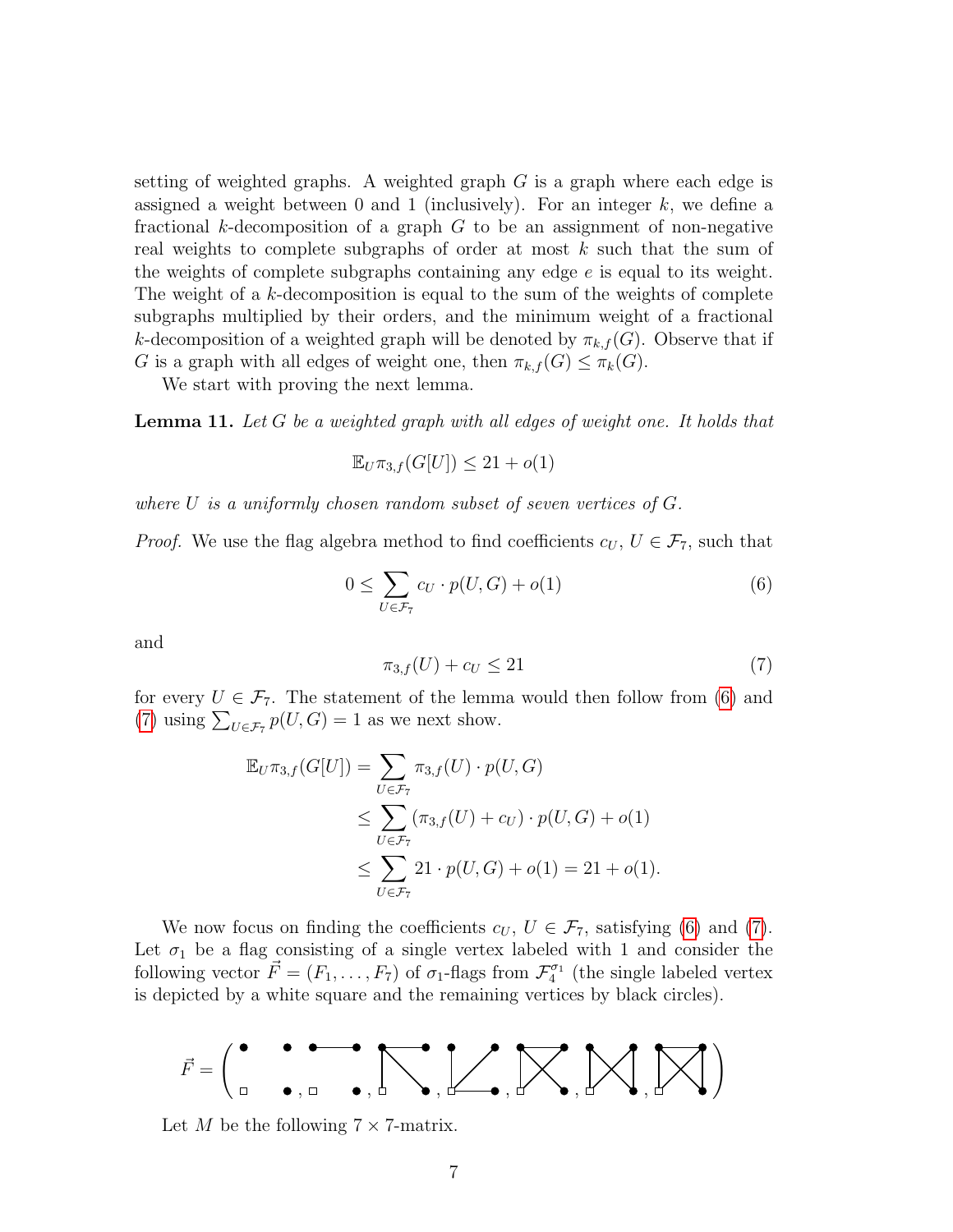setting of weighted graphs. A weighted graph $G$ is a graph where each edge is assigned a weight between 0 and 1 (inclusively). For an integer $k$, we define a fractional $k$-decomposition of a graph $G$ to be an assignment of non-negative real weights to complete subgraphs of order at most $k$ such that the sum of the weights of complete subgraphs containing any edge $e$ is equal to its weight. The weight of a $k$-decomposition is equal to the sum of the weights of complete subgraphs multiplied by their orders, and the minimum weight of a fractional $k$-decomposition of a weighted graph will be denoted by $\pi_{k,f}(G)$. Observe that if $G$ is a graph with all edges of weight one, then $\pi_{k,f}(G) \le \pi_k(G)$.

We start with proving the next lemma.

**Lemma 11.** *Let $G$ be a weighted graph with all edges of weight one. It holds that*

$$\mathbb{E}_U \pi_{3,f}(G[U]) \le 21 + o(1)$$

*where $U$ is a uniformly chosen random subset of seven vertices of $G$.*

*Proof.* We use the flag algebra method to find coefficients $c_U$, $U \in \mathcal{F}_7$, such that

$$0 \le \sum_{U \in \mathcal{F}_7} c_U \cdot p(U,G) + o(1) \tag{6}$$

and

$$\pi_{3,f}(U) + c_U \le 21 \tag{7}$$

for every $U \in \mathcal{F}_7$. The statement of the lemma would then follow from (6) and (7) using $\sum_{U \in \mathcal{F}_7} p(U,G) = 1$ as we next show.

$$\begin{aligned}
\mathbb{E}_U \pi_{3,f}(G[U]) &= \sum_{U \in \mathcal{F}_7} \pi_{3,f}(U) \cdot p(U,G) \\
&\le \sum_{U \in \mathcal{F}_7} (\pi_{3,f}(U) + c_U) \cdot p(U,G) + o(1) \\
&\le \sum_{U \in \mathcal{F}_7} 21 \cdot p(U,G) + o(1) = 21 + o(1).
\end{aligned}$$

We now focus on finding the coefficients $c_U$, $U \in \mathcal{F}_7$, satisfying (6) and (7). Let $\sigma_1$ be a flag consisting of a single vertex labeled with 1 and consider the following vector $\vec{F} = (F_1, \dots, F_7)$ of $\sigma_1$-flags from $\mathcal{F}_4^{\sigma_1}$ (the single labeled vertex is depicted by a white square and the remaining vertices by black circles).

$$\vec{F} = (F_1, F_2, F_3, F_4, F_5, F_6, F_7)$$

Let $M$ be the following $7 \times 7$-matrix.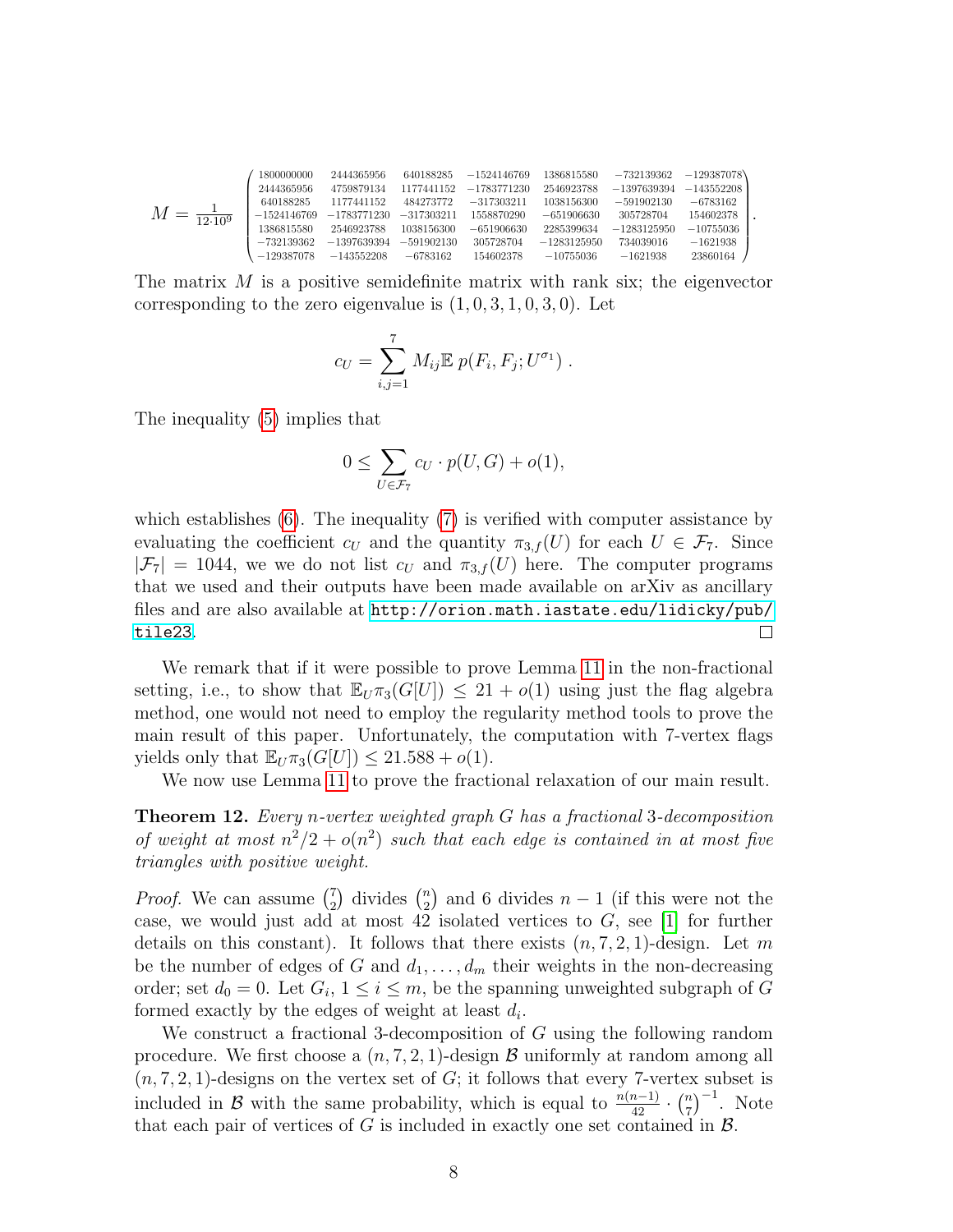$$
M = \frac{1}{12 \cdot 10^9} \begin{pmatrix}
1800000000 & 2444365956 & 640188285 & -1524146769 & 1386815580 & -732139362 & -129387078 \\
2444365956 & 4759879134 & 1177441152 & -1783771230 & 2546923788 & -1397639394 & -143552208 \\
640188285 & 1177441152 & 484273772 & -317303211 & 1038156300 & -591902130 & -6783162 \\
-1524146769 & -1783771230 & -317303211 & 1558870290 & -651906630 & 305728704 & 154602378 \\
1386815580 & 2546923788 & 1038156300 & -651906630 & 2285399634 & -1283125950 & -10755036 \\
-732139362 & -1397639394 & -591902130 & 305728704 & -1283125950 & 734039016 & -1621938 \\
-129387078 & -143552208 & -6783162 & 154602378 & -10755036 & -1621938 & 23860164
\end{pmatrix}.
$$

The matrix $M$ is a positive semidefinite matrix with rank six; the eigenvector corresponding to the zero eigenvalue is $(1, 0, 3, 1, 0, 3, 0)$. Let

$$
c_U = \sum_{i,j=1}^{7} M_{ij} \mathbb{E}\, p(F_i, F_j; U^{\sigma_1}) \; .
$$

The inequality (5) implies that

$$
0 \leq \sum_{U \in \mathcal{F}_7} c_U \cdot p(U, G) + o(1),
$$

which establishes (6). The inequality (7) is verified with computer assistance by evaluating the coefficient $c_U$ and the quantity $\pi_{3,f}(U)$ for each $U \in \mathcal{F}_7$. Since $|\mathcal{F}_7| = 1044$, we we do not list $c_U$ and $\pi_{3,f}(U)$ here. The computer programs that we used and their outputs have been made available on arXiv as ancillary files and are also available at http://orion.math.iastate.edu/lidicky/pub/tile23. $\square$

We remark that if it were possible to prove Lemma 11 in the non-fractional setting, i.e., to show that $\mathbb{E}_U \pi_3(G[U]) \leq 21 + o(1)$ using just the flag algebra method, one would not need to employ the regularity method tools to prove the main result of this paper. Unfortunately, the computation with 7-vertex flags yields only that $\mathbb{E}_U \pi_3(G[U]) \leq 21.588 + o(1)$.

We now use Lemma 11 to prove the fractional relaxation of our main result.

**Theorem 12.** *Every $n$-vertex weighted graph $G$ has a fractional 3-decomposition of weight at most $n^2/2 + o(n^2)$ such that each edge is contained in at most five triangles with positive weight.*

*Proof.* We can assume $\binom{7}{2}$ divides $\binom{n}{2}$ and 6 divides $n - 1$ (if this were not the case, we would just add at most 42 isolated vertices to $G$, see [1] for further details on this constant). It follows that there exists $(n, 7, 2, 1)$-design. Let $m$ be the number of edges of $G$ and $d_1, \ldots, d_m$ their weights in the non-decreasing order; set $d_0 = 0$. Let $G_i$, $1 \leq i \leq m$, be the spanning unweighted subgraph of $G$ formed exactly by the edges of weight at least $d_i$.

We construct a fractional 3-decomposition of $G$ using the following random procedure. We first choose a $(n, 7, 2, 1)$-design $\mathcal{B}$ uniformly at random among all $(n, 7, 2, 1)$-designs on the vertex set of $G$; it follows that every 7-vertex subset is included in $\mathcal{B}$ with the same probability, which is equal to $\frac{n(n-1)}{42} \cdot \binom{n}{7}^{-1}$. Note that each pair of vertices of $G$ is included in exactly one set contained in $\mathcal{B}$.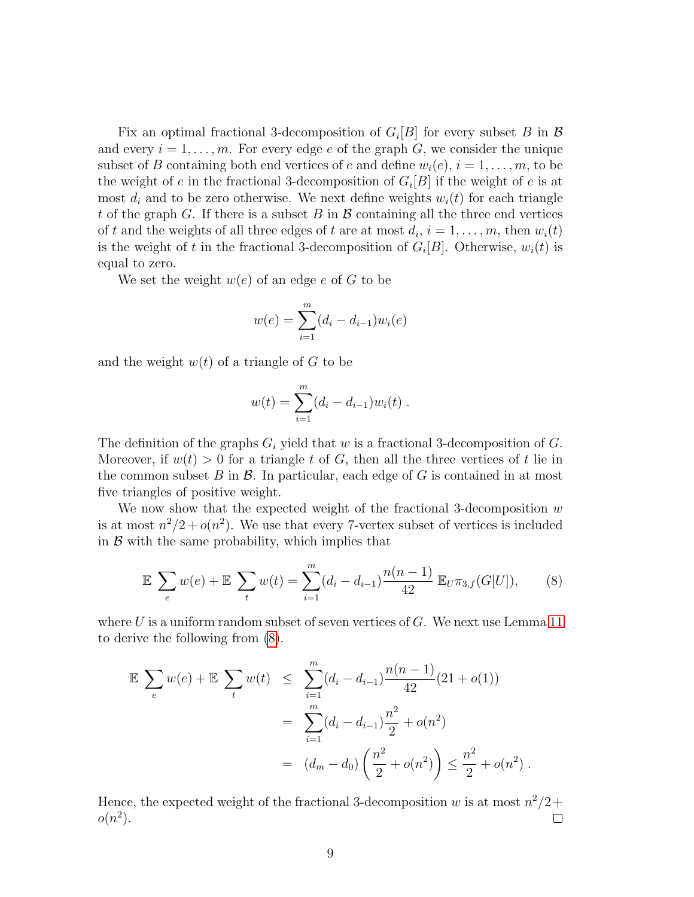Fix an optimal fractional 3-decomposition of $G_i[B]$ for every subset $B$ in $\mathcal{B}$ and every $i = 1, \dots, m$. For every edge $e$ of the graph $G$, we consider the unique subset of $B$ containing both end vertices of $e$ and define $w_i(e)$, $i = 1, \dots, m$, to be the weight of $e$ in the fractional 3-decomposition of $G_i[B]$ if the weight of $e$ is at most $d_i$ and to be zero otherwise. We next define weights $w_i(t)$ for each triangle $t$ of the graph $G$. If there is a subset $B$ in $\mathcal{B}$ containing all the three end vertices of $t$ and the weights of all three edges of $t$ are at most $d_i$, $i = 1, \dots, m$, then $w_i(t)$ is the weight of $t$ in the fractional 3-decomposition of $G_i[B]$. Otherwise, $w_i(t)$ is equal to zero.

We set the weight $w(e)$ of an edge $e$ of $G$ to be

$$w(e) = \sum_{i=1}^{m} (d_i - d_{i-1}) w_i(e)$$

and the weight $w(t)$ of a triangle of $G$ to be

$$w(t) = \sum_{i=1}^{m} (d_i - d_{i-1}) w_i(t) \ .$$

The definition of the graphs $G_i$ yield that $w$ is a fractional 3-decomposition of $G$. Moreover, if $w(t) > 0$ for a triangle $t$ of $G$, then all the three vertices of $t$ lie in the common subset $B$ in $\mathcal{B}$. In particular, each edge of $G$ is contained in at most five triangles of positive weight.

We now show that the expected weight of the fractional 3-decomposition $w$ is at most $n^2/2 + o(n^2)$. We use that every 7-vertex subset of vertices is included in $\mathcal{B}$ with the same probability, which implies that

$$\mathbb{E} \sum_{e} w(e) + \mathbb{E} \sum_{t} w(t) = \sum_{i=1}^{m} (d_i - d_{i-1}) \frac{n(n-1)}{42} \, \mathbb{E}_U \pi_{3,f}(G[U]), \tag{8}$$

where $U$ is a uniform random subset of seven vertices of $G$. We next use Lemma 11 to derive the following from (8).

$$\begin{aligned}
\mathbb{E} \sum_{e} w(e) + \mathbb{E} \sum_{t} w(t) &\leq \sum_{i=1}^{m} (d_i - d_{i-1}) \frac{n(n-1)}{42} (21 + o(1)) \\
&= \sum_{i=1}^{m} (d_i - d_{i-1}) \frac{n^2}{2} + o(n^2) \\
&= (d_m - d_0) \left( \frac{n^2}{2} + o(n^2) \right) \leq \frac{n^2}{2} + o(n^2) \ .
\end{aligned}$$

Hence, the expected weight of the fractional 3-decomposition $w$ is at most $n^2/2 + o(n^2)$. □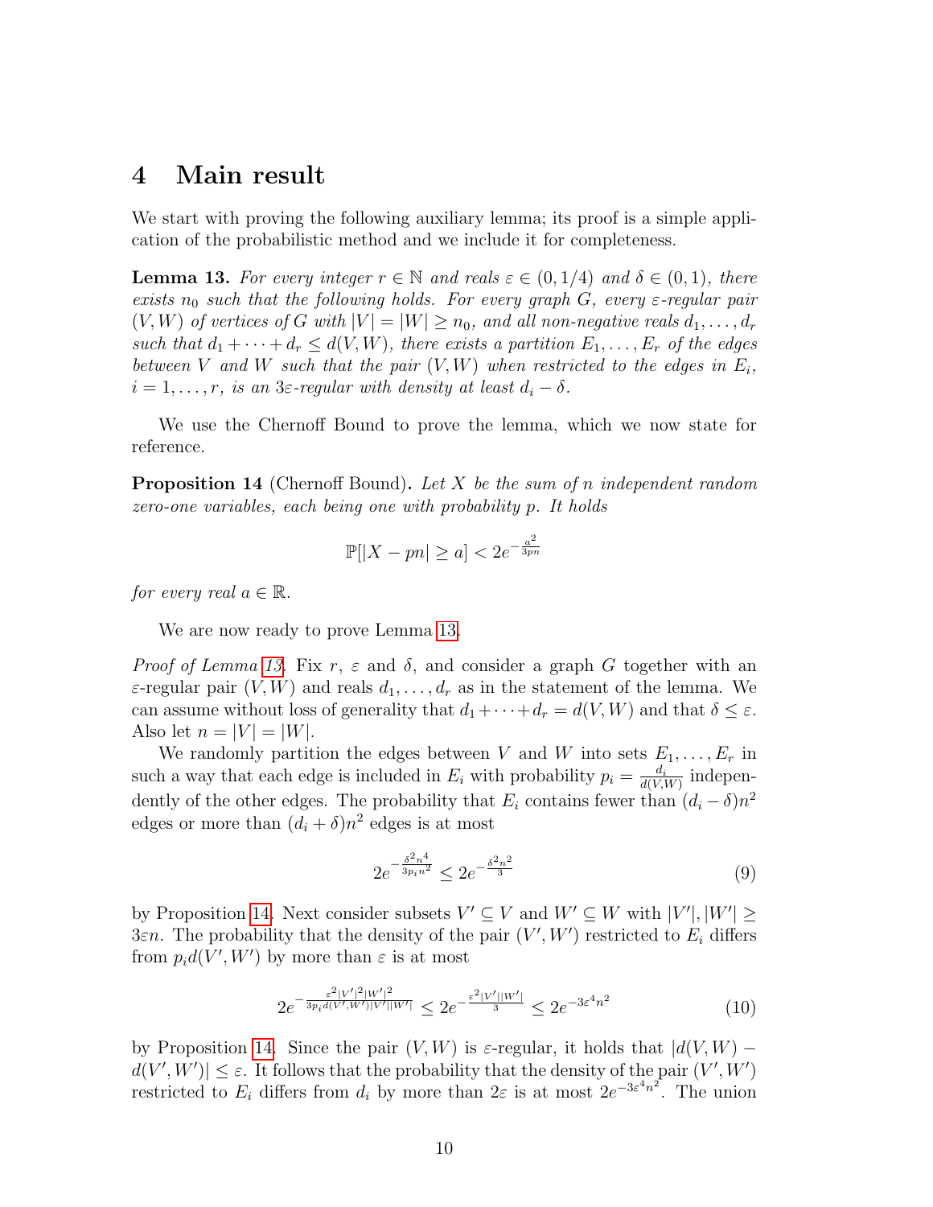# 4 Main result

We start with proving the following auxiliary lemma; its proof is a simple application of the probabilistic method and we include it for completeness.

**Lemma 13.** *For every integer $r \in \mathbb{N}$ and reals $\varepsilon \in (0, 1/4)$ and $\delta \in (0, 1)$, there exists $n_0$ such that the following holds. For every graph $G$, every $\varepsilon$-regular pair $(V, W)$ of vertices of $G$ with $|V| = |W| \geq n_0$, and all non-negative reals $d_1, \dots, d_r$ such that $d_1 + \cdots + d_r \leq d(V, W)$, there exists a partition $E_1, \dots, E_r$ of the edges between $V$ and $W$ such that the pair $(V, W)$ when restricted to the edges in $E_i$, $i = 1, \dots, r$, is an $3\varepsilon$-regular with density at least $d_i - \delta$.*

We use the Chernoff Bound to prove the lemma, which we now state for reference.

**Proposition 14** (Chernoff Bound)**.** *Let $X$ be the sum of $n$ independent random zero-one variables, each being one with probability $p$. It holds*

$$\mathbb{P}[|X - pn| \geq a] < 2e^{-\frac{a^2}{3pn}}$$

*for every real $a \in \mathbb{R}$.*

We are now ready to prove Lemma 13.

*Proof of Lemma 13.* Fix $r$, $\varepsilon$ and $\delta$, and consider a graph $G$ together with an $\varepsilon$-regular pair $(V, W)$ and reals $d_1, \dots, d_r$ as in the statement of the lemma. We can assume without loss of generality that $d_1 + \cdots + d_r = d(V, W)$ and that $\delta \leq \varepsilon$. Also let $n = |V| = |W|$.

We randomly partition the edges between $V$ and $W$ into sets $E_1, \dots, E_r$ in such a way that each edge is included in $E_i$ with probability $p_i = \frac{d_i}{d(V,W)}$ independently of the other edges. The probability that $E_i$ contains fewer than $(d_i - \delta)n^2$ edges or more than $(d_i + \delta)n^2$ edges is at most

$$2e^{-\frac{\delta^2 n^4}{3p_i n^2}} \leq 2e^{-\frac{\delta^2 n^2}{3}} \tag{9}$$

by Proposition 14. Next consider subsets $V' \subseteq V$ and $W' \subseteq W$ with $|V'|, |W'| \geq 3\varepsilon n$. The probability that the density of the pair $(V', W')$ restricted to $E_i$ differs from $p_i d(V', W')$ by more than $\varepsilon$ is at most

$$2e^{-\frac{\varepsilon^2 |V'|^2 |W'|^2}{3p_i d(V',W')|V'||W'|}} \leq 2e^{-\frac{\varepsilon^2 |V'||W'|}{3}} \leq 2e^{-3\varepsilon^4 n^2} \tag{10}$$

by Proposition 14. Since the pair $(V, W)$ is $\varepsilon$-regular, it holds that $|d(V, W) - d(V', W')| \leq \varepsilon$. It follows that the probability that the density of the pair $(V', W')$ restricted to $E_i$ differs from $d_i$ by more than $2\varepsilon$ is at most $2e^{-3\varepsilon^4 n^2}$. The union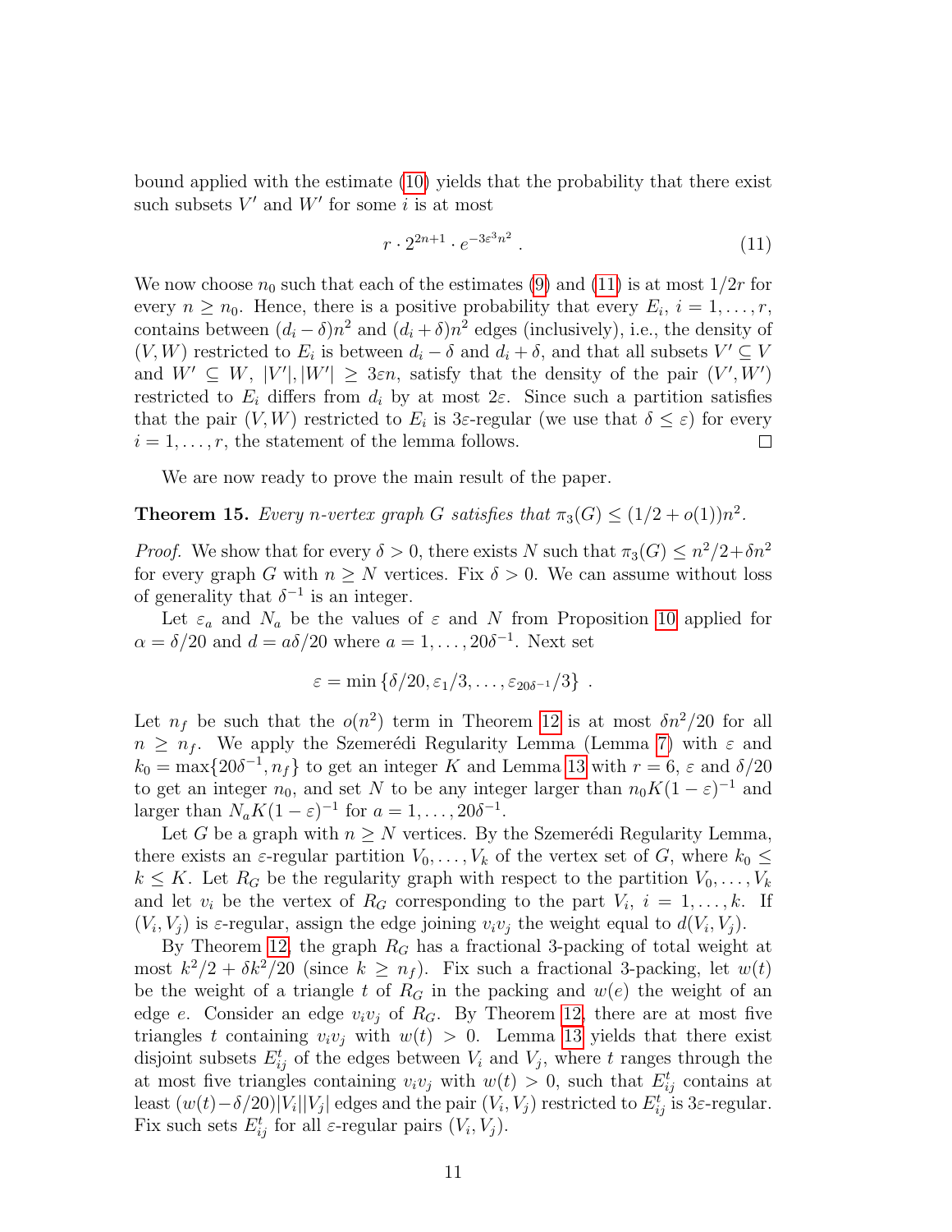bound applied with the estimate (10) yields that the probability that there exist such subsets $V'$ and $W'$ for some $i$ is at most

$$r \cdot 2^{2n+1} \cdot e^{-3\varepsilon^3 n^2} \; . \tag{11}$$

We now choose $n_0$ such that each of the estimates (9) and (11) is at most $1/2r$ for every $n \geq n_0$. Hence, there is a positive probability that every $E_i$, $i = 1, \ldots, r$, contains between $(d_i - \delta)n^2$ and $(d_i + \delta)n^2$ edges (inclusively), i.e., the density of $(V, W)$ restricted to $E_i$ is between $d_i - \delta$ and $d_i + \delta$, and that all subsets $V' \subseteq V$ and $W' \subseteq W$, $|V'|, |W'| \geq 3\varepsilon n$, satisfy that the density of the pair $(V', W')$ restricted to $E_i$ differs from $d_i$ by at most $2\varepsilon$. Since such a partition satisfies that the pair $(V, W)$ restricted to $E_i$ is $3\varepsilon$-regular (we use that $\delta \leq \varepsilon$) for every $i = 1, \ldots, r$, the statement of the lemma follows. □

We are now ready to prove the main result of the paper.

**Theorem 15.** *Every $n$-vertex graph $G$ satisfies that $\pi_3(G) \leq (1/2 + o(1))n^2$.*

*Proof.* We show that for every $\delta > 0$, there exists $N$ such that $\pi_3(G) \leq n^2/2 + \delta n^2$ for every graph $G$ with $n \geq N$ vertices. Fix $\delta > 0$. We can assume without loss of generality that $\delta^{-1}$ is an integer.

Let $\varepsilon_a$ and $N_a$ be the values of $\varepsilon$ and $N$ from Proposition 10 applied for $\alpha = \delta/20$ and $d = a\delta/20$ where $a = 1, \ldots, 20\delta^{-1}$. Next set

$$\varepsilon = \min\left\{\delta/20, \varepsilon_1/3, \ldots, \varepsilon_{20\delta^{-1}}/3\right\} \; .$$

Let $n_f$ be such that the $o(n^2)$ term in Theorem 12 is at most $\delta n^2/20$ for all $n \geq n_f$. We apply the Szemerédi Regularity Lemma (Lemma 7) with $\varepsilon$ and $k_0 = \max\{20\delta^{-1}, n_f\}$ to get an integer $K$ and Lemma 13 with $r = 6$, $\varepsilon$ and $\delta/20$ to get an integer $n_0$, and set $N$ to be any integer larger than $n_0 K(1-\varepsilon)^{-1}$ and larger than $N_a K(1-\varepsilon)^{-1}$ for $a = 1, \ldots, 20\delta^{-1}$.

Let $G$ be a graph with $n \geq N$ vertices. By the Szemerédi Regularity Lemma, there exists an $\varepsilon$-regular partition $V_0, \ldots, V_k$ of the vertex set of $G$, where $k_0 \leq k \leq K$. Let $R_G$ be the regularity graph with respect to the partition $V_0, \ldots, V_k$ and let $v_i$ be the vertex of $R_G$ corresponding to the part $V_i$, $i = 1, \ldots, k$. If $(V_i, V_j)$ is $\varepsilon$-regular, assign the edge joining $v_i v_j$ the weight equal to $d(V_i, V_j)$.

By Theorem 12, the graph $R_G$ has a fractional 3-packing of total weight at most $k^2/2 + \delta k^2/20$ (since $k \geq n_f$). Fix such a fractional 3-packing, let $w(t)$ be the weight of a triangle $t$ of $R_G$ in the packing and $w(e)$ the weight of an edge $e$. Consider an edge $v_i v_j$ of $R_G$. By Theorem 12, there are at most five triangles $t$ containing $v_i v_j$ with $w(t) > 0$. Lemma 13 yields that there exist disjoint subsets $E_{ij}^t$ of the edges between $V_i$ and $V_j$, where $t$ ranges through the at most five triangles containing $v_i v_j$ with $w(t) > 0$, such that $E_{ij}^t$ contains at least $(w(t) - \delta/20)|V_i||V_j|$ edges and the pair $(V_i, V_j)$ restricted to $E_{ij}^t$ is $3\varepsilon$-regular. Fix such sets $E_{ij}^t$ for all $\varepsilon$-regular pairs $(V_i, V_j)$.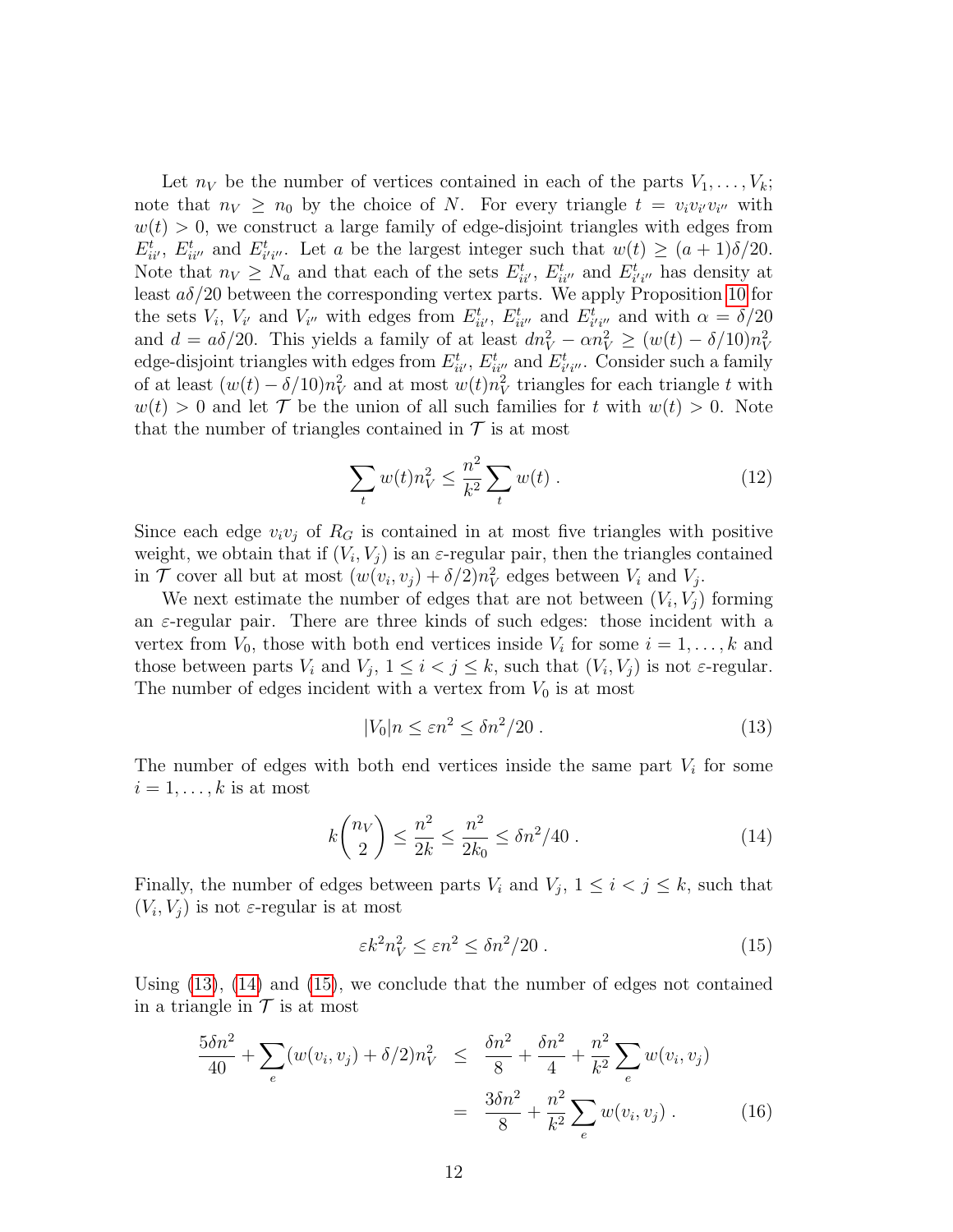Let $n_V$ be the number of vertices contained in each of the parts $V_1, \ldots, V_k$; note that $n_V \geq n_0$ by the choice of $N$. For every triangle $t = v_i v_{i'} v_{i''}$ with $w(t) > 0$, we construct a large family of edge-disjoint triangles with edges from $E^t_{ii'}$, $E^t_{ii''}$ and $E^t_{i'i''}$. Let $a$ be the largest integer such that $w(t) \geq (a+1)\delta/20$. Note that $n_V \geq N_a$ and that each of the sets $E^t_{ii'}$, $E^t_{ii''}$ and $E^t_{i'i''}$ has density at least $a\delta/20$ between the corresponding vertex parts. We apply Proposition 10 for the sets $V_i$, $V_{i'}$ and $V_{i''}$ with edges from $E^t_{ii'}$, $E^t_{ii''}$ and $E^t_{i'i''}$ and with $\alpha = \delta/20$ and $d = a\delta/20$. This yields a family of at least $dn_V^2 - \alpha n_V^2 \geq (w(t) - \delta/10)n_V^2$ edge-disjoint triangles with edges from $E^t_{ii'}$, $E^t_{ii''}$ and $E^t_{i'i''}$. Consider such a family of at least $(w(t) - \delta/10)n_V^2$ and at most $w(t)n_V^2$ triangles for each triangle $t$ with $w(t) > 0$ and let $\mathcal{T}$ be the union of all such families for $t$ with $w(t) > 0$. Note that the number of triangles contained in $\mathcal{T}$ is at most

$$\sum_t w(t)n_V^2 \leq \frac{n^2}{k^2}\sum_t w(t) \,. \tag{12}$$

Since each edge $v_iv_j$ of $R_G$ is contained in at most five triangles with positive weight, we obtain that if $(V_i, V_j)$ is an $\varepsilon$-regular pair, then the triangles contained in $\mathcal{T}$ cover all but at most $(w(v_i, v_j) + \delta/2)n_V^2$ edges between $V_i$ and $V_j$.

We next estimate the number of edges that are not between $(V_i, V_j)$ forming an $\varepsilon$-regular pair. There are three kinds of such edges: those incident with a vertex from $V_0$, those with both end vertices inside $V_i$ for some $i = 1, \ldots, k$ and those between parts $V_i$ and $V_j$, $1 \leq i < j \leq k$, such that $(V_i, V_j)$ is not $\varepsilon$-regular. The number of edges incident with a vertex from $V_0$ is at most

$$|V_0|n \leq \varepsilon n^2 \leq \delta n^2/20 \,. \tag{13}$$

The number of edges with both end vertices inside the same part $V_i$ for some $i = 1, \ldots, k$ is at most

$$k\binom{n_V}{2} \leq \frac{n^2}{2k} \leq \frac{n^2}{2k_0} \leq \delta n^2/40 \,. \tag{14}$$

Finally, the number of edges between parts $V_i$ and $V_j$, $1 \leq i < j \leq k$, such that $(V_i, V_j)$ is not $\varepsilon$-regular is at most

$$\varepsilon k^2 n_V^2 \leq \varepsilon n^2 \leq \delta n^2/20 \,. \tag{15}$$

Using (13), (14) and (15), we conclude that the number of edges not contained in a triangle in $\mathcal{T}$ is at most

$$\begin{aligned} \frac{5\delta n^2}{40} + \sum_e (w(v_i, v_j) + \delta/2)n_V^2 &\leq \frac{\delta n^2}{8} + \frac{\delta n^2}{4} + \frac{n^2}{k^2}\sum_e w(v_i, v_j) \\ &= \frac{3\delta n^2}{8} + \frac{n^2}{k^2}\sum_e w(v_i, v_j) \,. \end{aligned} \tag{16}$$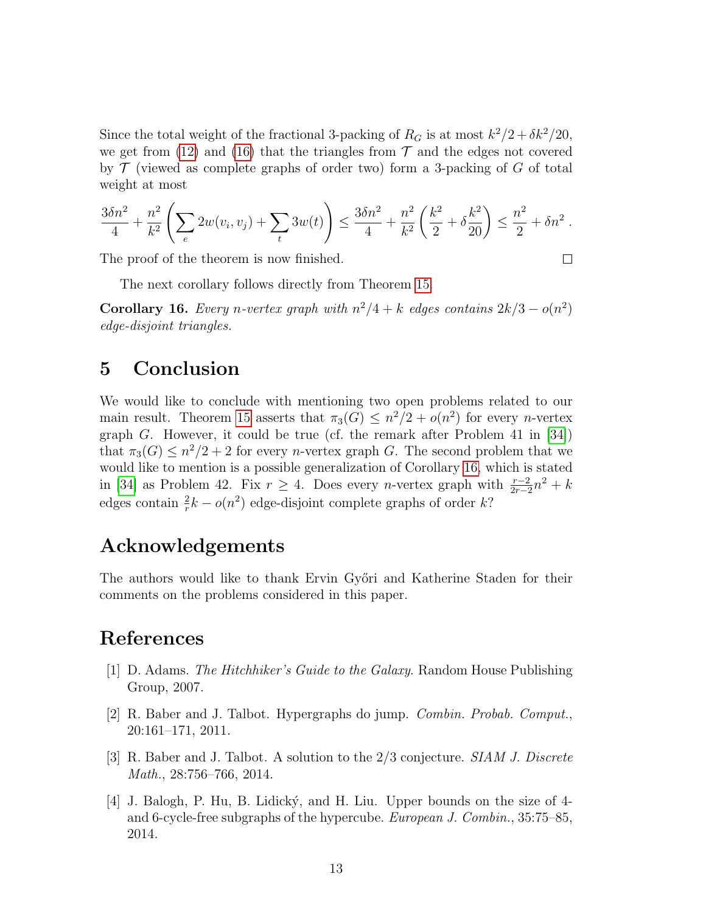Since the total weight of the fractional 3-packing of $R_G$ is at most $k^2/2 + \delta k^2/20$, we get from (12) and (16) that the triangles from $\mathcal{T}$ and the edges not covered by $\mathcal{T}$ (viewed as complete graphs of order two) form a 3-packing of $G$ of total weight at most

$$\frac{3\delta n^2}{4} + \frac{n^2}{k^2}\left(\sum_e 2w(v_i,v_j) + \sum_t 3w(t)\right) \leq \frac{3\delta n^2}{4} + \frac{n^2}{k^2}\left(\frac{k^2}{2} + \delta\frac{k^2}{20}\right) \leq \frac{n^2}{2} + \delta n^2 .$$

The proof of the theorem is now finished. □

The next corollary follows directly from Theorem 15.

**Corollary 16.** *Every $n$-vertex graph with $n^2/4 + k$ edges contains $2k/3 - o(n^2)$ edge-disjoint triangles.*

## 5 Conclusion

We would like to conclude with mentioning two open problems related to our main result. Theorem 15 asserts that $\pi_3(G) \leq n^2/2 + o(n^2)$ for every $n$-vertex graph $G$. However, it could be true (cf. the remark after Problem 41 in [34]) that $\pi_3(G) \leq n^2/2 + 2$ for every $n$-vertex graph $G$. The second problem that we would like to mention is a possible generalization of Corollary 16, which is stated in [34] as Problem 42. Fix $r \geq 4$. Does every $n$-vertex graph with $\frac{r-2}{2r-2}n^2 + k$ edges contain $\frac{2}{r}k - o(n^2)$ edge-disjoint complete graphs of order $k$?

## Acknowledgements

The authors would like to thank Ervin Győri and Katherine Staden for their comments on the problems considered in this paper.

## References

[1] D. Adams. *The Hitchhiker's Guide to the Galaxy*. Random House Publishing Group, 2007.

[2] R. Baber and J. Talbot. Hypergraphs do jump. *Combin. Probab. Comput.*, 20:161–171, 2011.

[3] R. Baber and J. Talbot. A solution to the 2/3 conjecture. *SIAM J. Discrete Math.*, 28:756–766, 2014.

[4] J. Balogh, P. Hu, B. Lidický, and H. Liu. Upper bounds on the size of 4- and 6-cycle-free subgraphs of the hypercube. *European J. Combin.*, 35:75–85, 2014.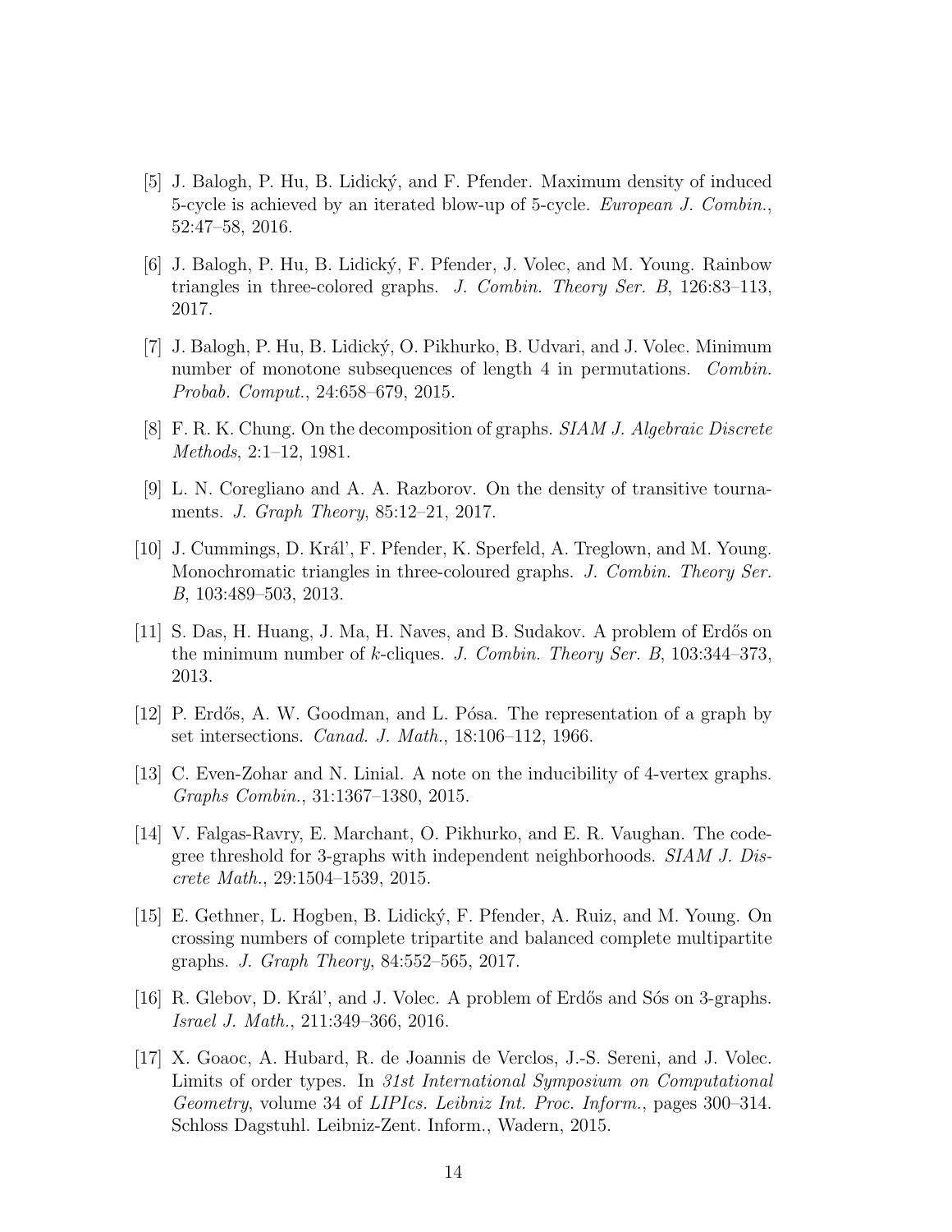[5] J. Balogh, P. Hu, B. Lidický, and F. Pfender. Maximum density of induced 5-cycle is achieved by an iterated blow-up of 5-cycle. *European J. Combin.*, 52:47–58, 2016.

[6] J. Balogh, P. Hu, B. Lidický, F. Pfender, J. Volec, and M. Young. Rainbow triangles in three-colored graphs. *J. Combin. Theory Ser. B*, 126:83–113, 2017.

[7] J. Balogh, P. Hu, B. Lidický, O. Pikhurko, B. Udvari, and J. Volec. Minimum number of monotone subsequences of length 4 in permutations. *Combin. Probab. Comput.*, 24:658–679, 2015.

[8] F. R. K. Chung. On the decomposition of graphs. *SIAM J. Algebraic Discrete Methods*, 2:1–12, 1981.

[9] L. N. Coregliano and A. A. Razborov. On the density of transitive tournaments. *J. Graph Theory*, 85:12–21, 2017.

[10] J. Cummings, D. Kráľ, F. Pfender, K. Sperfeld, A. Treglown, and M. Young. Monochromatic triangles in three-coloured graphs. *J. Combin. Theory Ser. B*, 103:489–503, 2013.

[11] S. Das, H. Huang, J. Ma, H. Naves, and B. Sudakov. A problem of Erdős on the minimum number of $k$-cliques. *J. Combin. Theory Ser. B*, 103:344–373, 2013.

[12] P. Erdős, A. W. Goodman, and L. Pósa. The representation of a graph by set intersections. *Canad. J. Math.*, 18:106–112, 1966.

[13] C. Even-Zohar and N. Linial. A note on the inducibility of 4-vertex graphs. *Graphs Combin.*, 31:1367–1380, 2015.

[14] V. Falgas-Ravry, E. Marchant, O. Pikhurko, and E. R. Vaughan. The codegree threshold for 3-graphs with independent neighborhoods. *SIAM J. Discrete Math.*, 29:1504–1539, 2015.

[15] E. Gethner, L. Hogben, B. Lidický, F. Pfender, A. Ruiz, and M. Young. On crossing numbers of complete tripartite and balanced complete multipartite graphs. *J. Graph Theory*, 84:552–565, 2017.

[16] R. Glebov, D. Kráľ, and J. Volec. A problem of Erdős and Sós on 3-graphs. *Israel J. Math.*, 211:349–366, 2016.

[17] X. Goaoc, A. Hubard, R. de Joannis de Verclos, J.-S. Sereni, and J. Volec. Limits of order types. In *31st International Symposium on Computational Geometry*, volume 34 of *LIPIcs. Leibniz Int. Proc. Inform.*, pages 300–314. Schloss Dagstuhl. Leibniz-Zent. Inform., Wadern, 2015.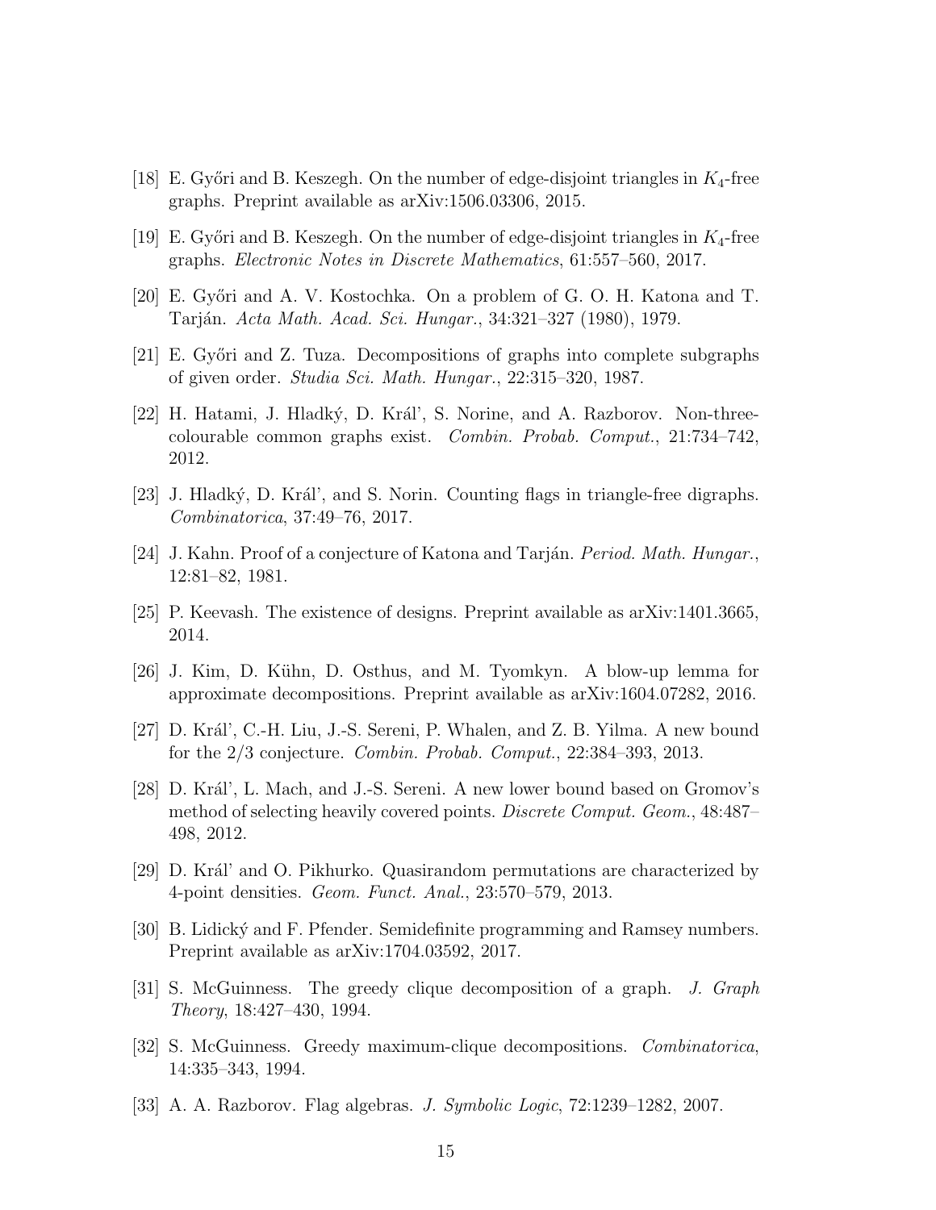[18] E. Győri and B. Keszegh. On the number of edge-disjoint triangles in $K_4$-free graphs. Preprint available as arXiv:1506.03306, 2015.

[19] E. Győri and B. Keszegh. On the number of edge-disjoint triangles in $K_4$-free graphs. *Electronic Notes in Discrete Mathematics*, 61:557–560, 2017.

[20] E. Győri and A. V. Kostochka. On a problem of G. O. H. Katona and T. Tarján. *Acta Math. Acad. Sci. Hungar.*, 34:321–327 (1980), 1979.

[21] E. Győri and Z. Tuza. Decompositions of graphs into complete subgraphs of given order. *Studia Sci. Math. Hungar.*, 22:315–320, 1987.

[22] H. Hatami, J. Hladký, D. Kráľ, S. Norine, and A. Razborov. Non-three-colourable common graphs exist. *Combin. Probab. Comput.*, 21:734–742, 2012.

[23] J. Hladký, D. Kráľ, and S. Norin. Counting flags in triangle-free digraphs. *Combinatorica*, 37:49–76, 2017.

[24] J. Kahn. Proof of a conjecture of Katona and Tarján. *Period. Math. Hungar.*, 12:81–82, 1981.

[25] P. Keevash. The existence of designs. Preprint available as arXiv:1401.3665, 2014.

[26] J. Kim, D. Kühn, D. Osthus, and M. Tyomkyn. A blow-up lemma for approximate decompositions. Preprint available as arXiv:1604.07282, 2016.

[27] D. Kráľ, C.-H. Liu, J.-S. Sereni, P. Whalen, and Z. B. Yilma. A new bound for the 2/3 conjecture. *Combin. Probab. Comput.*, 22:384–393, 2013.

[28] D. Kráľ, L. Mach, and J.-S. Sereni. A new lower bound based on Gromov's method of selecting heavily covered points. *Discrete Comput. Geom.*, 48:487–498, 2012.

[29] D. Kráľ and O. Pikhurko. Quasirandom permutations are characterized by 4-point densities. *Geom. Funct. Anal.*, 23:570–579, 2013.

[30] B. Lidický and F. Pfender. Semidefinite programming and Ramsey numbers. Preprint available as arXiv:1704.03592, 2017.

[31] S. McGuinness. The greedy clique decomposition of a graph. *J. Graph Theory*, 18:427–430, 1994.

[32] S. McGuinness. Greedy maximum-clique decompositions. *Combinatorica*, 14:335–343, 1994.

[33] A. A. Razborov. Flag algebras. *J. Symbolic Logic*, 72:1239–1282, 2007.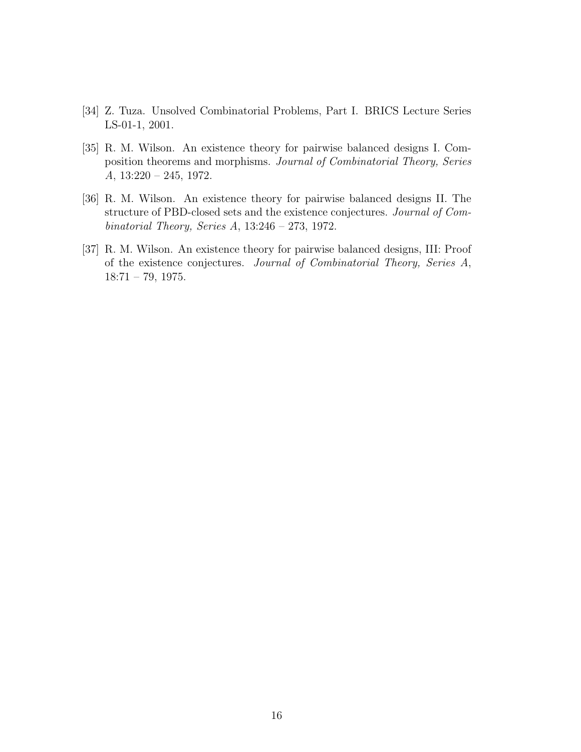[34] Z. Tuza. Unsolved Combinatorial Problems, Part I. BRICS Lecture Series LS-01-1, 2001.

[35] R. M. Wilson. An existence theory for pairwise balanced designs I. Composition theorems and morphisms. *Journal of Combinatorial Theory, Series A*, 13:220 – 245, 1972.

[36] R. M. Wilson. An existence theory for pairwise balanced designs II. The structure of PBD-closed sets and the existence conjectures. *Journal of Combinatorial Theory, Series A*, 13:246 – 273, 1972.

[37] R. M. Wilson. An existence theory for pairwise balanced designs, III: Proof of the existence conjectures. *Journal of Combinatorial Theory, Series A*, 18:71 – 79, 1975.